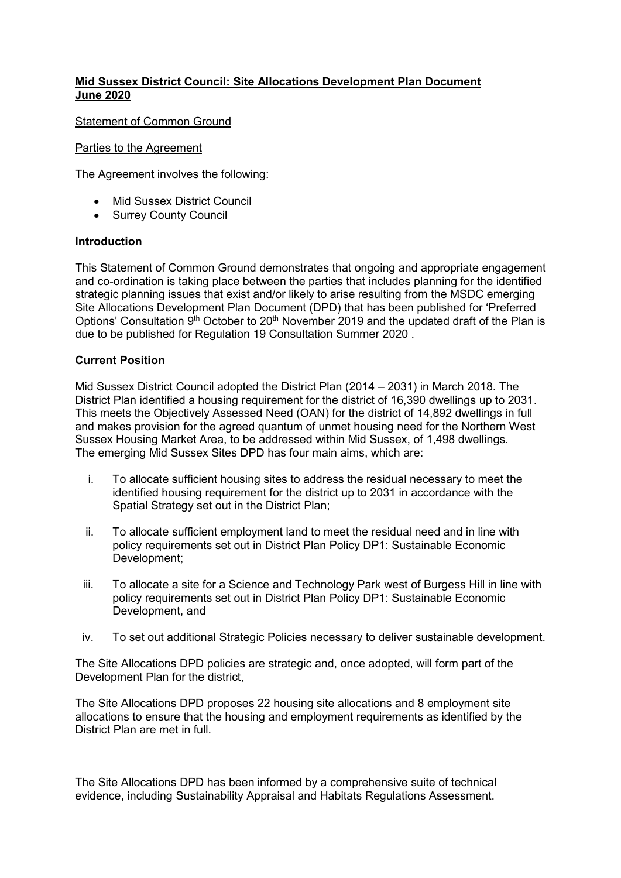**Mid Sussex District Council: Site Allocations Development Plan Document June 2020**

Statement of Common Ground

Parties to the Agreement

The Agreement involves the following:

- Mid Sussex District Council
- Surrey County Council

**Introduction**

This Statement of Common Ground demonstrates that ongoing and appropriate engagement and co-ordination is taking place between the parties that includes planning for the identified strategic planning issues that exist and/or likely to arise resulting from the MSDC emerging Site Allocations Development Plan Document (DPD) that has been published for 'Preferred Options' Consultation 9th October to 20th November 2019 and the updated draft of the Plan is due to be published for Regulation 19 Consultation Summer 2020 .

**Current Position**

Mid Sussex District Council adopted the District Plan (2014 – 2031) in March 2018. The District Plan identified a housing requirement for the district of 16,390 dwellings up to 2031. This meets the Objectively Assessed Need (OAN) for the district of 14,892 dwellings in full and makes provision for the agreed quantum of unmet housing need for the Northern West Sussex Housing Market Area, to be addressed within Mid Sussex, of 1,498 dwellings. The emerging Mid Sussex Sites DPD has four main aims, which are:

i. To allocate sufficient housing sites to address the residual necessary to meet the identified housing requirement for the district up to 2031 in accordance with the Spatial Strategy set out in the District Plan;

ii. To allocate sufficient employment land to meet the residual need and in line with policy requirements set out in District Plan Policy DP1: Sustainable Economic Development;

iii. To allocate a site for a Science and Technology Park west of Burgess Hill in line with policy requirements set out in District Plan Policy DP1: Sustainable Economic Development, and

iv. To set out additional Strategic Policies necessary to deliver sustainable development.

The Site Allocations DPD policies are strategic and, once adopted, will form part of the Development Plan for the district,

The Site Allocations DPD proposes 22 housing site allocations and 8 employment site allocations to ensure that the housing and employment requirements as identified by the District Plan are met in full.

The Site Allocations DPD has been informed by a comprehensive suite of technical evidence, including Sustainability Appraisal and Habitats Regulations Assessment.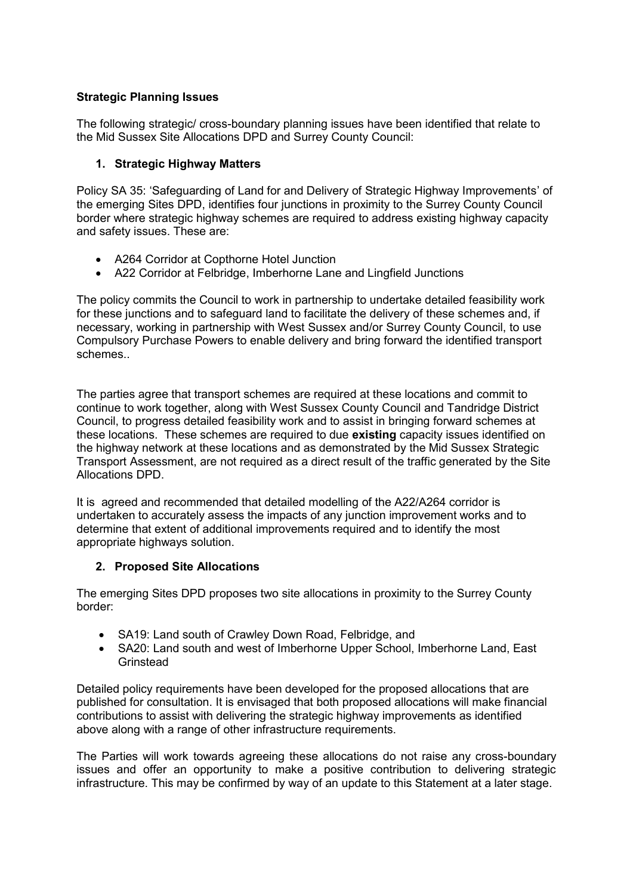**Strategic Planning Issues**

The following strategic/ cross-boundary planning issues have been identified that relate to the Mid Sussex Site Allocations DPD and Surrey County Council:

1. **Strategic Highway Matters**

Policy SA 35: 'Safeguarding of Land for and Delivery of Strategic Highway Improvements' of the emerging Sites DPD, identifies four junctions in proximity to the Surrey County Council border where strategic highway schemes are required to address existing highway capacity and safety issues. These are:

- A264 Corridor at Copthorne Hotel Junction
- A22 Corridor at Felbridge, Imberhorne Lane and Lingfield Junctions

The policy commits the Council to work in partnership to undertake detailed feasibility work for these junctions and to safeguard land to facilitate the delivery of these schemes and, if necessary, working in partnership with West Sussex and/or Surrey County Council, to use Compulsory Purchase Powers to enable delivery and bring forward the identified transport schemes..

The parties agree that transport schemes are required at these locations and commit to continue to work together, along with West Sussex County Council and Tandridge District Council, to progress detailed feasibility work and to assist in bringing forward schemes at these locations. These schemes are required to due **existing** capacity issues identified on the highway network at these locations and as demonstrated by the Mid Sussex Strategic Transport Assessment, are not required as a direct result of the traffic generated by the Site Allocations DPD.

It is agreed and recommended that detailed modelling of the A22/A264 corridor is undertaken to accurately assess the impacts of any junction improvement works and to determine that extent of additional improvements required and to identify the most appropriate highways solution.

2. **Proposed Site Allocations**

The emerging Sites DPD proposes two site allocations in proximity to the Surrey County border:

- SA19: Land south of Crawley Down Road, Felbridge, and
- SA20: Land south and west of Imberhorne Upper School, Imberhorne Land, East Grinstead

Detailed policy requirements have been developed for the proposed allocations that are published for consultation. It is envisaged that both proposed allocations will make financial contributions to assist with delivering the strategic highway improvements as identified above along with a range of other infrastructure requirements.

The Parties will work towards agreeing these allocations do not raise any cross-boundary issues and offer an opportunity to make a positive contribution to delivering strategic infrastructure. This may be confirmed by way of an update to this Statement at a later stage.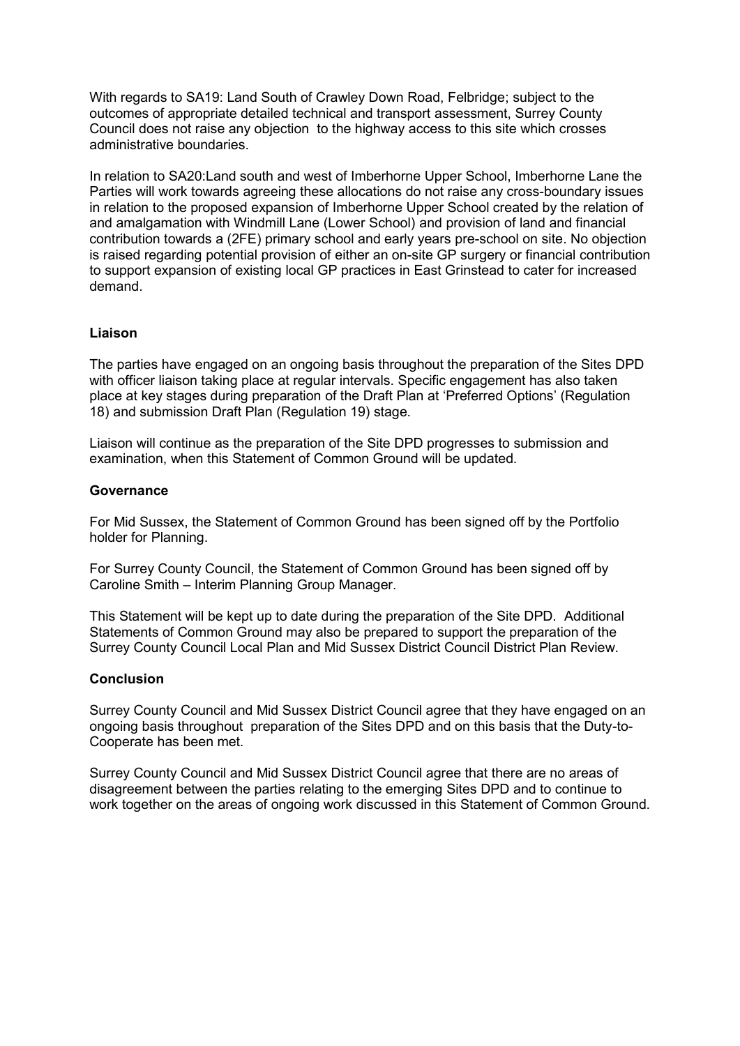With regards to SA19: Land South of Crawley Down Road, Felbridge; subject to the outcomes of appropriate detailed technical and transport assessment, Surrey County Council does not raise any objection to the highway access to this site which crosses administrative boundaries.

In relation to SA20:Land south and west of Imberhorne Upper School, Imberhorne Lane the Parties will work towards agreeing these allocations do not raise any cross-boundary issues in relation to the proposed expansion of Imberhorne Upper School created by the relation of and amalgamation with Windmill Lane (Lower School) and provision of land and financial contribution towards a (2FE) primary school and early years pre-school on site. No objection is raised regarding potential provision of either an on-site GP surgery or financial contribution to support expansion of existing local GP practices in East Grinstead to cater for increased demand.

**Liaison**

The parties have engaged on an ongoing basis throughout the preparation of the Sites DPD with officer liaison taking place at regular intervals. Specific engagement has also taken place at key stages during preparation of the Draft Plan at 'Preferred Options' (Regulation 18) and submission Draft Plan (Regulation 19) stage.

Liaison will continue as the preparation of the Site DPD progresses to submission and examination, when this Statement of Common Ground will be updated.

**Governance**

For Mid Sussex, the Statement of Common Ground has been signed off by the Portfolio holder for Planning.

For Surrey County Council, the Statement of Common Ground has been signed off by Caroline Smith – Interim Planning Group Manager.

This Statement will be kept up to date during the preparation of the Site DPD. Additional Statements of Common Ground may also be prepared to support the preparation of the Surrey County Council Local Plan and Mid Sussex District Council District Plan Review.

**Conclusion**

Surrey County Council and Mid Sussex District Council agree that they have engaged on an ongoing basis throughout preparation of the Sites DPD and on this basis that the Duty-to-Cooperate has been met.

Surrey County Council and Mid Sussex District Council agree that there are no areas of disagreement between the parties relating to the emerging Sites DPD and to continue to work together on the areas of ongoing work discussed in this Statement of Common Ground.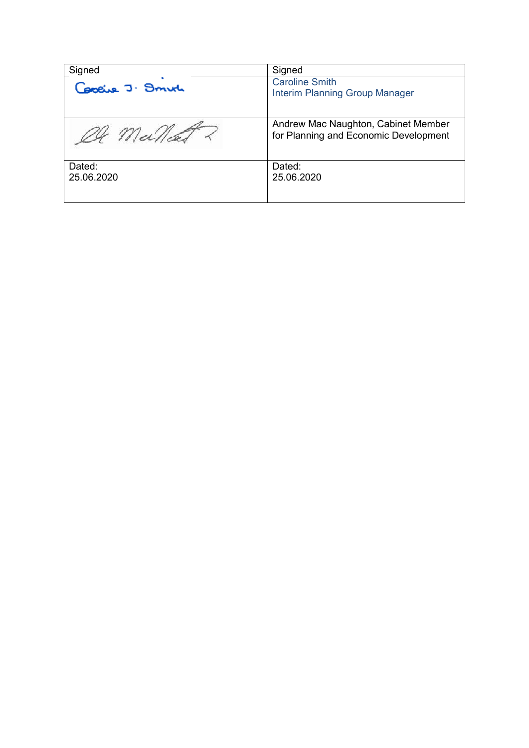| Signed | Signed |
|---|---|
| Caroline J. Smith | Caroline Smith<br>Interim Planning Group Manager |
| A Mac Naughton | Andrew Mac Naughton, Cabinet Member for Planning and Economic Development |
| Dated:<br>25.06.2020 | Dated:<br>25.06.2020 |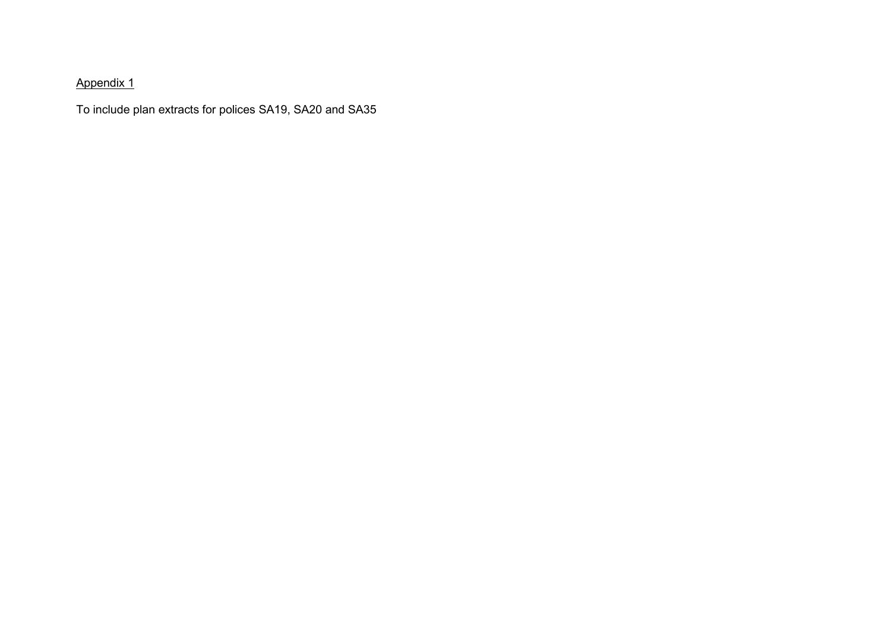<u>Appendix 1</u>

To include plan extracts for polices SA19, SA20 and SA35